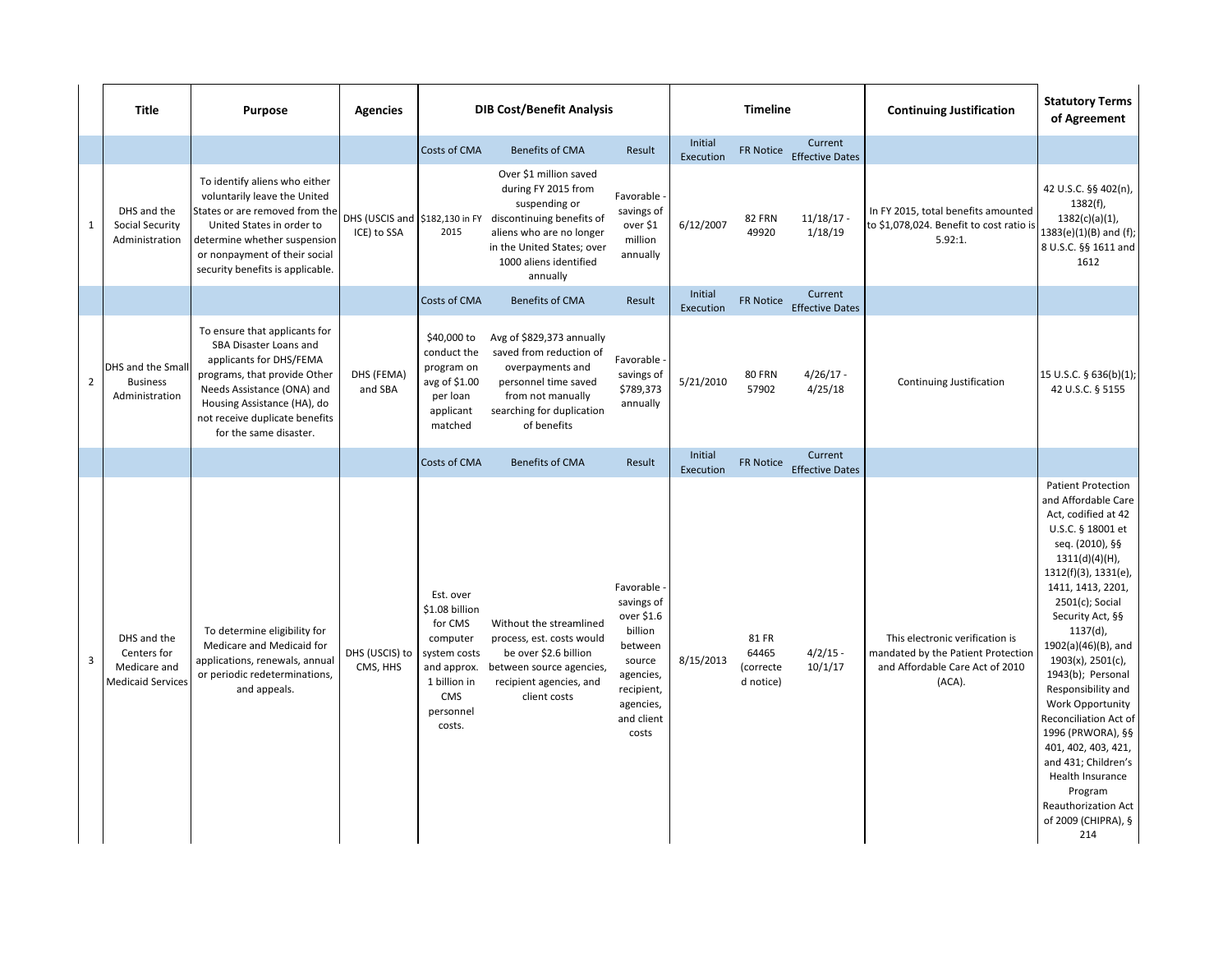| | Title | Purpose | Agencies | DIB Cost/Benefit Analysis | | | Timeline | | | Continuing Justification | Statutory Terms of Agreement |
|---|---|---|---|---|---|---|---|---|---|---|---|
| | | | | Costs of CMA | Benefits of CMA | Result | Initial Execution | FR Notice | Current Effective Dates | | |
| 1 | DHS and the Social Security Administration | To identify aliens who either voluntarily leave the United States or are removed from the United States in order to determine whether suspension or nonpayment of their social security benefits is applicable. | DHS (USCIS and ICE) to SSA | $182,130 in FY 2015 | Over $1 million saved during FY 2015 from suspending or discontinuing benefits of aliens who are no longer in the United States; over 1000 aliens identified annually | Favorable - savings of over $1 million annually | 6/12/2007 | 82 FRN 49920 | 11/18/17 - 1/18/19 | In FY 2015, total benefits amounted to $1,078,024. Benefit to cost ratio is 5.92:1. | 42 U.S.C. §§ 402(n), 1382(f), 1382(c)(a)(1), 1383(e)(1)(B) and (f); 8 U.S.C. §§ 1611 and 1612 |
| | | | | Costs of CMA | Benefits of CMA | Result | Initial Execution | FR Notice | Current Effective Dates | | |
| 2 | DHS and the Small Business Administration | To ensure that applicants for SBA Disaster Loans and applicants for DHS/FEMA programs, that provide Other Needs Assistance (ONA) and Housing Assistance (HA), do not receive duplicate benefits for the same disaster. | DHS (FEMA) and SBA | $40,000 to conduct the program on avg of $1.00 per loan applicant matched | Avg of $829,373 annually saved from reduction of overpayments and personnel time saved from not manually searching for duplication of benefits | Favorable - savings of $789,373 annually | 5/21/2010 | 80 FRN 57902 | 4/26/17 - 4/25/18 | Continuing Justification | 15 U.S.C. § 636(b)(1); 42 U.S.C. § 5155 |
| | | | | Costs of CMA | Benefits of CMA | Result | Initial Execution | FR Notice | Current Effective Dates | | |
| 3 | DHS and the Centers for Medicare and Medicaid Services | To determine eligibility for Medicare and Medicaid for applications, renewals, annual or periodic redeterminations, and appeals. | DHS (USCIS) to CMS, HHS | Est. over $1.08 billion for CMS computer system costs and approx. 1 billion in CMS personnel costs. | Without the streamlined process, est. costs would be over $2.6 billion between source agencies, recipient agencies, and client costs | Favorable - savings of over $1.6 billion between source agencies, recipient, agencies, and client costs | 8/15/2013 | 81 FR 64465 (corrected notice) | 4/2/15 - 10/1/17 | This electronic verification is mandated by the Patient Protection and Affordable Care Act of 2010 (ACA). | Patient Protection and Affordable Care Act, codified at 42 U.S.C. § 18001 et seq. (2010), §§ 1311(d)(4)(H), 1312(f)(3), 1331(e), 1411, 1413, 2201, 2501(c); Social Security Act, §§ 1137(d), 1902(a)(46)(B), and 1903(x), 2501(c), 1943(b); Personal Responsibility and Work Opportunity Reconciliation Act of 1996 (PRWORA), §§ 401, 402, 403, 421, and 431; Children's Health Insurance Program Reauthorization Act of 2009 (CHIPRA), § 214 |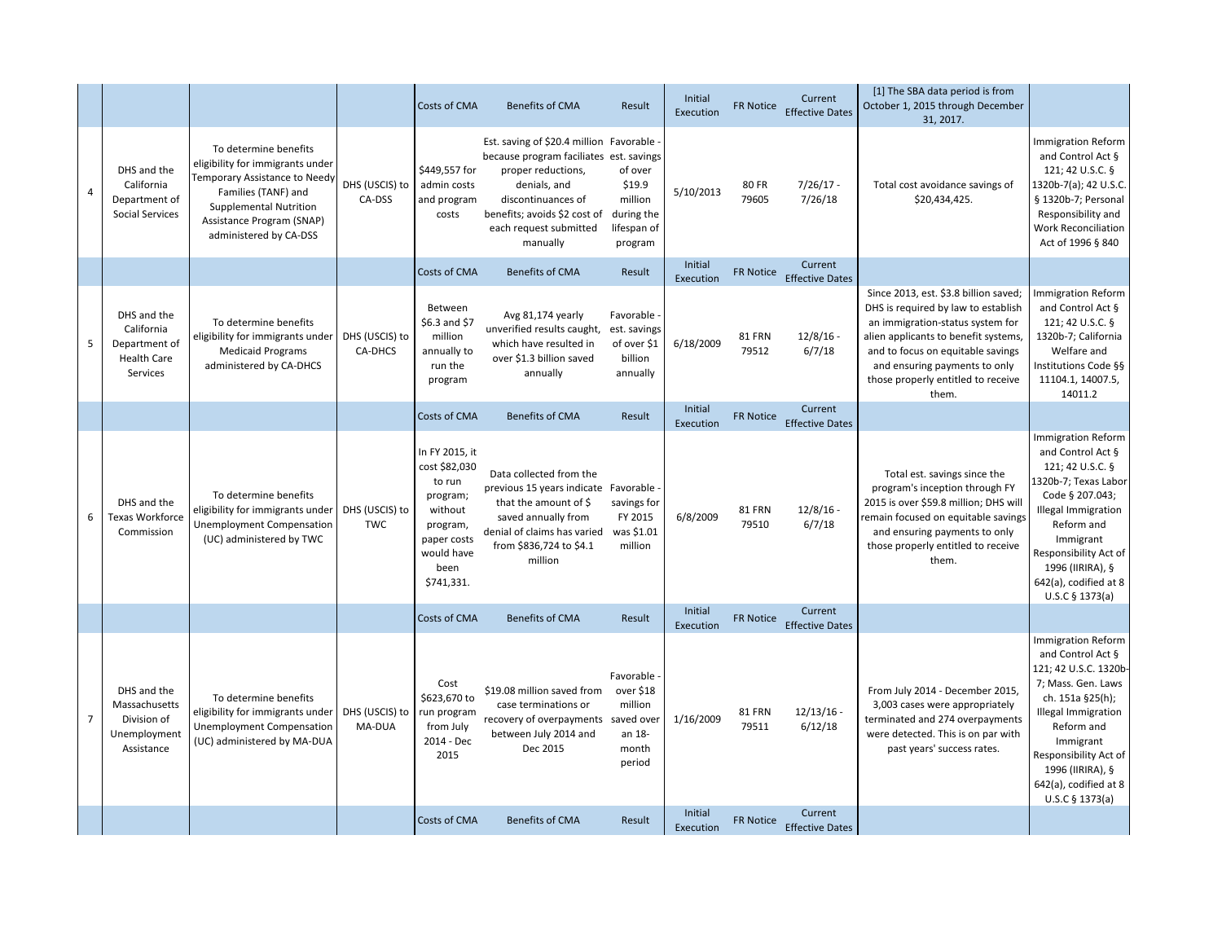| | | | | Costs of CMA | Benefits of CMA | Result | Initial Execution | FR Notice | Current Effective Dates | [1] The SBA data period is from October 1, 2015 through December 31, 2017. | |
|---|---|---|---|---|---|---|---|---|---|---|---|
| 4 | DHS and the California Department of Social Services | To determine benefits eligibility for immigrants under Temporary Assistance to Needy Families (TANF) and Supplemental Nutrition Assistance Program (SNAP) administered by CA-DSS | DHS (USCIS) to CA-DSS | $449,557 for admin costs and program costs | Est. saving of $20.4 million because program faciliates proper reductions, denials, and discontinuances of benefits; avoids $2 cost of each request submitted manually | Favorable - est. savings of over $19.9 million during the lifespan of program | 5/10/2013 | 80 FR 79605 | 7/26/17 - 7/26/18 | Total cost avoidance savings of $20,434,425. | Immigration Reform and Control Act § 121; 42 U.S.C. § 1320b-7(a); 42 U.S.C. § 1320b-7; Personal Responsibility and Work Reconciliation Act of 1996 § 840 |
| | | | | Costs of CMA | Benefits of CMA | Result | Initial Execution | FR Notice | Current Effective Dates | | |
| 5 | DHS and the California Department of Health Care Services | To determine benefits eligibility for immigrants under Medicaid Programs administered by CA-DHCS | DHS (USCIS) to CA-DHCS | Between $6.3 and $7 million annually to run the program | Avg 81,174 yearly unverified results caught, which have resulted in over $1.3 billion saved annually | Favorable - est. savings of over $1 billion annually | 6/18/2009 | 81 FRN 79512 | 12/8/16 - 6/7/18 | Since 2013, est. $3.8 billion saved; DHS is required by law to establish an immigration-status system for alien applicants to benefit systems, and to focus on equitable savings and ensuring payments to only those properly entitled to receive them. | Immigration Reform and Control Act § 121; 42 U.S.C. § 1320b-7; California Welfare and Institutions Code §§ 11104.1, 14007.5, 14011.2 |
| | | | | Costs of CMA | Benefits of CMA | Result | Initial Execution | FR Notice | Current Effective Dates | | |
| 6 | DHS and the Texas Workforce Commission | To determine benefits eligibility for immigrants under Unemployment Compensation (UC) administered by TWC | DHS (USCIS) to TWC | In FY 2015, it cost $82,030 to run program; without program, paper costs would have been $741,331. | Data collected from the previous 15 years indicate that the amount of $ saved annually from denial of claims has varied from $836,724 to $4.1 million | Favorable - savings for FY 2015 was $1.01 million | 6/8/2009 | 81 FRN 79510 | 12/8/16 - 6/7/18 | Total est. savings since the program's inception through FY 2015 is over $59.8 million; DHS will remain focused on equitable savings and ensuring payments to only those properly entitled to receive them. | Immigration Reform and Control Act § 121; 42 U.S.C. § 1320b-7; Texas Labor Code § 207.043; Illegal Immigration Reform and Immigrant Responsibility Act of 1996 (IIRIRA), § 642(a), codified at 8 U.S.C § 1373(a) |
| | | | | Costs of CMA | Benefits of CMA | Result | Initial Execution | FR Notice | Current Effective Dates | | |
| 7 | DHS and the Massachusetts Division of Unemployment Assistance | To determine benefits eligibility for immigrants under Unemployment Compensation (UC) administered by MA-DUA | DHS (USCIS) to MA-DUA | Cost $623,670 to run program from July 2014 - Dec 2015 | $19.08 million saved from case terminations or recovery of overpayments between July 2014 and Dec 2015 | Favorable - over $18 million saved over an 18-month period | 1/16/2009 | 81 FRN 79511 | 12/13/16 - 6/12/18 | From July 2014 - December 2015, 3,003 cases were appropriately terminated and 274 overpayments were detected. This is on par with past years' success rates. | Immigration Reform and Control Act § 121; 42 U.S.C. 1320b-7; Mass. Gen. Laws ch. 151a §25(h); Illegal Immigration Reform and Immigrant Responsibility Act of 1996 (IIRIRA), § 642(a), codified at 8 U.S.C § 1373(a) |
| | | | | Costs of CMA | Benefits of CMA | Result | Initial Execution | FR Notice | Current Effective Dates | | |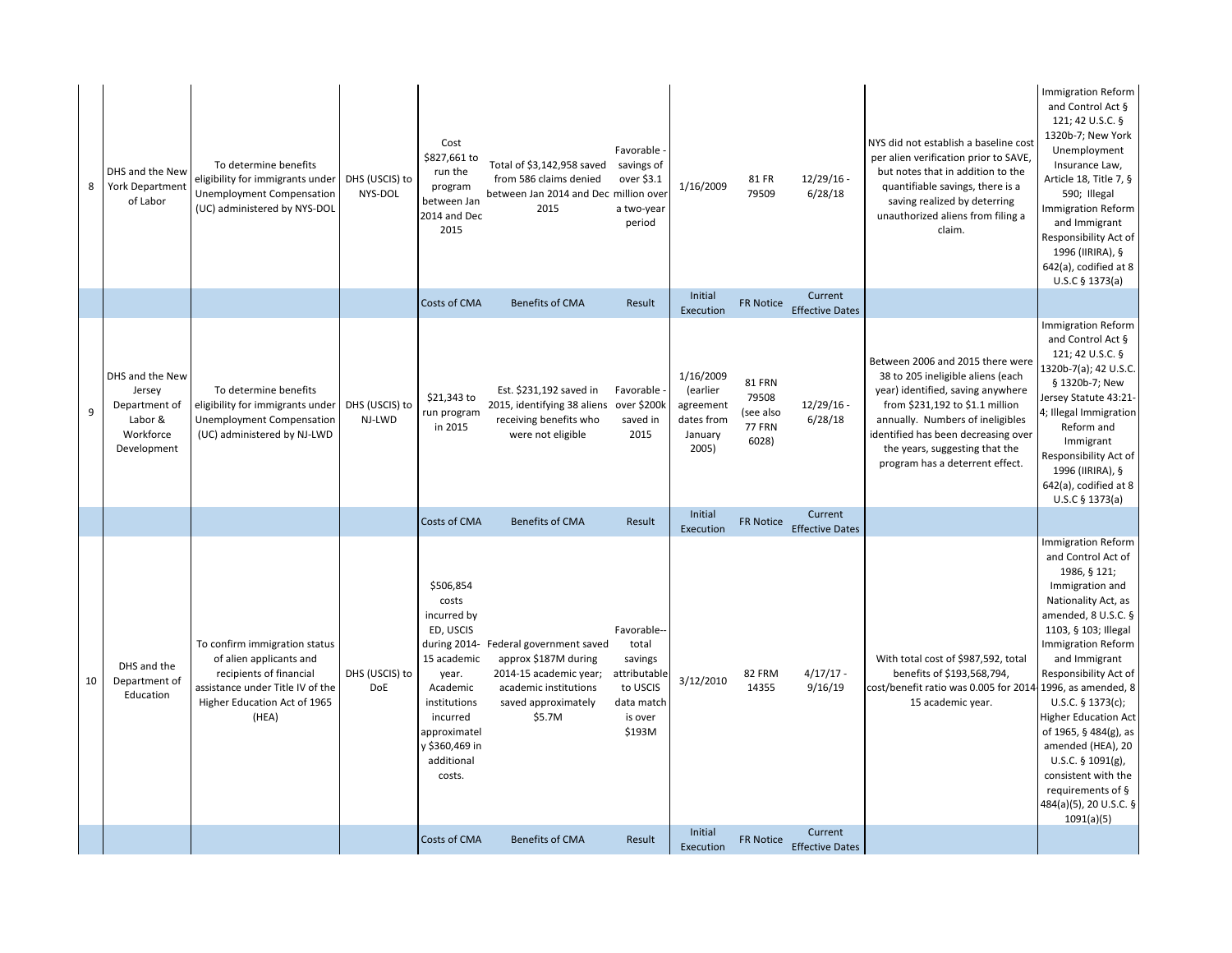| | | | | | | | | | | | |
|---|---|---|---|---|---|---|---|---|---|---|---|
| 8 | DHS and the New York Department of Labor | To determine benefits eligibility for immigrants under Unemployment Compensation (UC) administered by NYS-DOL | DHS (USCIS) to NYS-DOL | Cost $827,661 to run the program between Jan 2014 and Dec 2015 | Total of $3,142,958 saved from 586 claims denied between Jan 2014 and Dec 2015 | Favorable - savings of over $3.1 million over a two-year period | 1/16/2009 | 81 FR 79509 | 12/29/16 - 6/28/18 | NYS did not establish a baseline cost per alien verification prior to SAVE, but notes that in addition to the quantifiable savings, there is a saving realized by deterring unauthorized aliens from filing a claim. | Immigration Reform and Control Act § 121; 42 U.S.C. § 1320b-7; New York Unemployment Insurance Law, Article 18, Title 7, § 590; Illegal Immigration Reform and Immigrant Responsibility Act of 1996 (IIRIRA), § 642(a), codified at 8 U.S.C § 1373(a) |
| | | | | Costs of CMA | Benefits of CMA | Result | Initial Execution | FR Notice | Current Effective Dates | | |
| 9 | DHS and the New Jersey Department of Labor & Workforce Development | To determine benefits eligibility for immigrants under Unemployment Compensation (UC) administered by NJ-LWD | DHS (USCIS) to NJ-LWD | $21,343 to run program in 2015 | Est. $231,192 saved in 2015, identifying 38 aliens receiving benefits who were not eligible | Favorable - over $200k saved in 2015 | 1/16/2009 (earlier agreement dates from January 2005) | 81 FRN 79508 (see also 77 FRN 6028) | 12/29/16 - 6/28/18 | Between 2006 and 2015 there were 38 to 205 ineligible aliens (each year) identified, saving anywhere from $231,192 to $1.1 million annually. Numbers of ineligibles identified has been decreasing over the years, suggesting that the program has a deterrent effect. | Immigration Reform and Control Act § 121; 42 U.S.C. § 1320b-7(a); 42 U.S.C. § 1320b-7; New Jersey Statute 43:21-4; Illegal Immigration Reform and Immigrant Responsibility Act of 1996 (IIRIRA), § 642(a), codified at 8 U.S.C § 1373(a) |
| | | | | Costs of CMA | Benefits of CMA | Result | Initial Execution | FR Notice | Current Effective Dates | | |
| 10 | DHS and the Department of Education | To confirm immigration status of alien applicants and recipients of financial assistance under Title IV of the Higher Education Act of 1965 (HEA) | DHS (USCIS) to DoE | $506,854 costs incurred by ED, USCIS during 2014-15 academic year. Academic institutions incurred approximately $360,469 in additional costs. | Federal government saved approx $187M during 2014-15 academic year; academic institutions saved approximately $5.7M | Favorable-- total savings attributable to USCIS data match is over $193M | 3/12/2010 | 82 FRM 14355 | 4/17/17 - 9/16/19 | With total cost of $987,592, total benefits of $193,568,794, cost/benefit ratio was 0.005 for 2014-15 academic year. | Immigration Reform and Control Act of 1986, § 121; Immigration and Nationality Act, as amended, 8 U.S.C. § 1103, § 103; Illegal Immigration Reform and Immigrant Responsibility Act of 1996, as amended, 8 U.S.C. § 1373(c); Higher Education Act of 1965, § 484(g), as amended (HEA), 20 U.S.C. § 1091(g), consistent with the requirements of § 484(a)(5), 20 U.S.C. § 1091(a)(5) |
| | | | | Costs of CMA | Benefits of CMA | Result | Initial Execution | FR Notice | Current Effective Dates | | |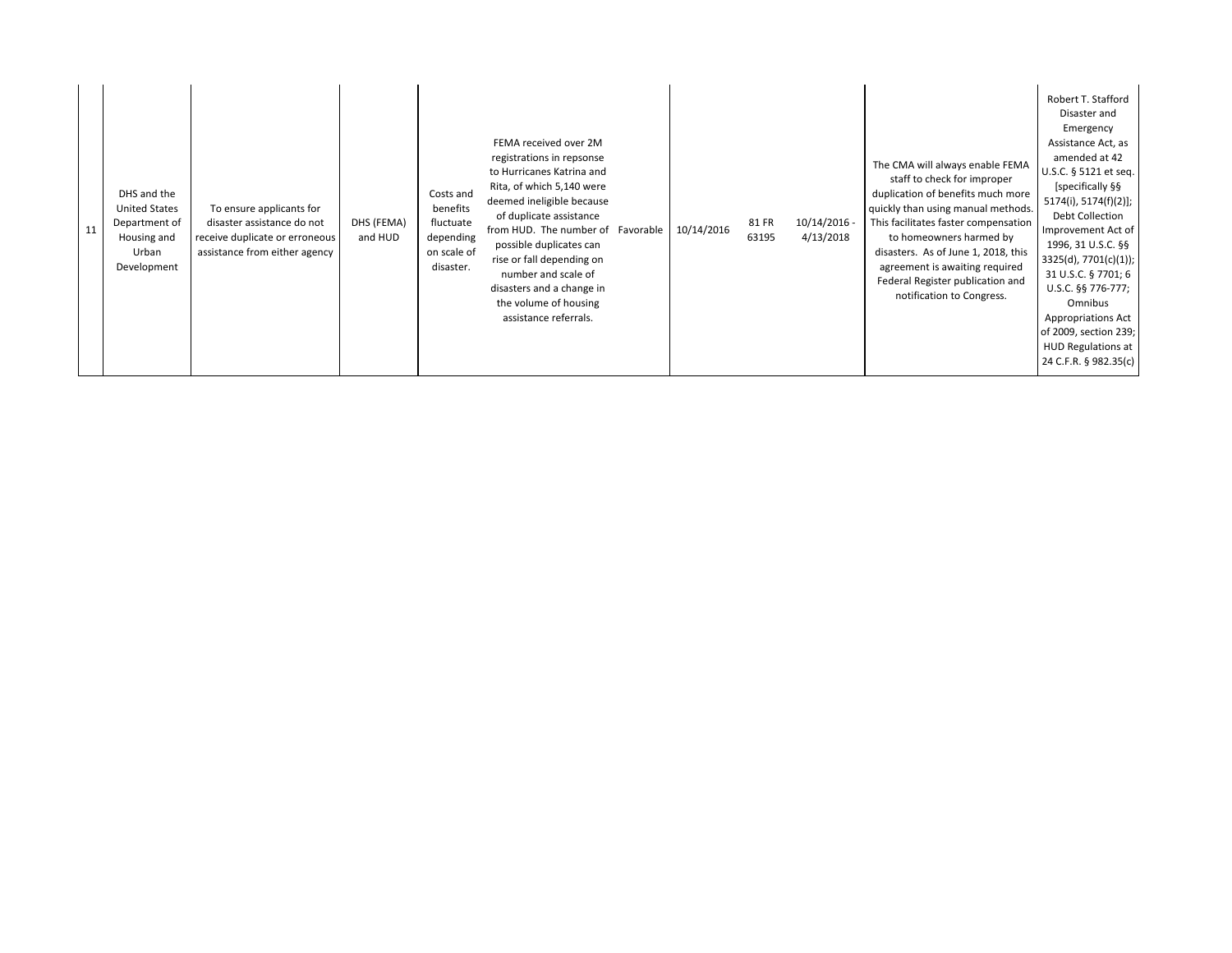| | | | | | | | | | | | |
|---|---|---|---|---|---|---|---|---|---|---|---|
| 11 | DHS and the United States Department of Housing and Urban Development | To ensure applicants for disaster assistance do not receive duplicate or erroneous assistance from either agency | DHS (FEMA) and HUD | Costs and benefits fluctuate depending on scale of disaster. | FEMA received over 2M registrations in repsonse to Hurricanes Katrina and Rita, of which 5,140 were deemed ineligible because of duplicate assistance from HUD. The number of possible duplicates can rise or fall depending on number and scale of disasters and a change in the volume of housing assistance referrals. | Favorable | 10/14/2016 | 81 FR 63195 | 10/14/2016 - 4/13/2018 | The CMA will always enable FEMA staff to check for improper duplication of benefits much more quickly than using manual methods. This facilitates faster compensation to homeowners harmed by disasters. As of June 1, 2018, this agreement is awaiting required Federal Register publication and notification to Congress. | Robert T. Stafford Disaster and Emergency Assistance Act, as amended at 42 U.S.C. § 5121 et seq. [specifically §§ 5174(i), 5174(f)(2)]; Debt Collection Improvement Act of 1996, 31 U.S.C. §§ 3325(d), 7701(c)(1)); 31 U.S.C. § 7701; 6 U.S.C. §§ 776-777; Omnibus Appropriations Act of 2009, section 239; HUD Regulations at 24 C.F.R. § 982.35(c) |